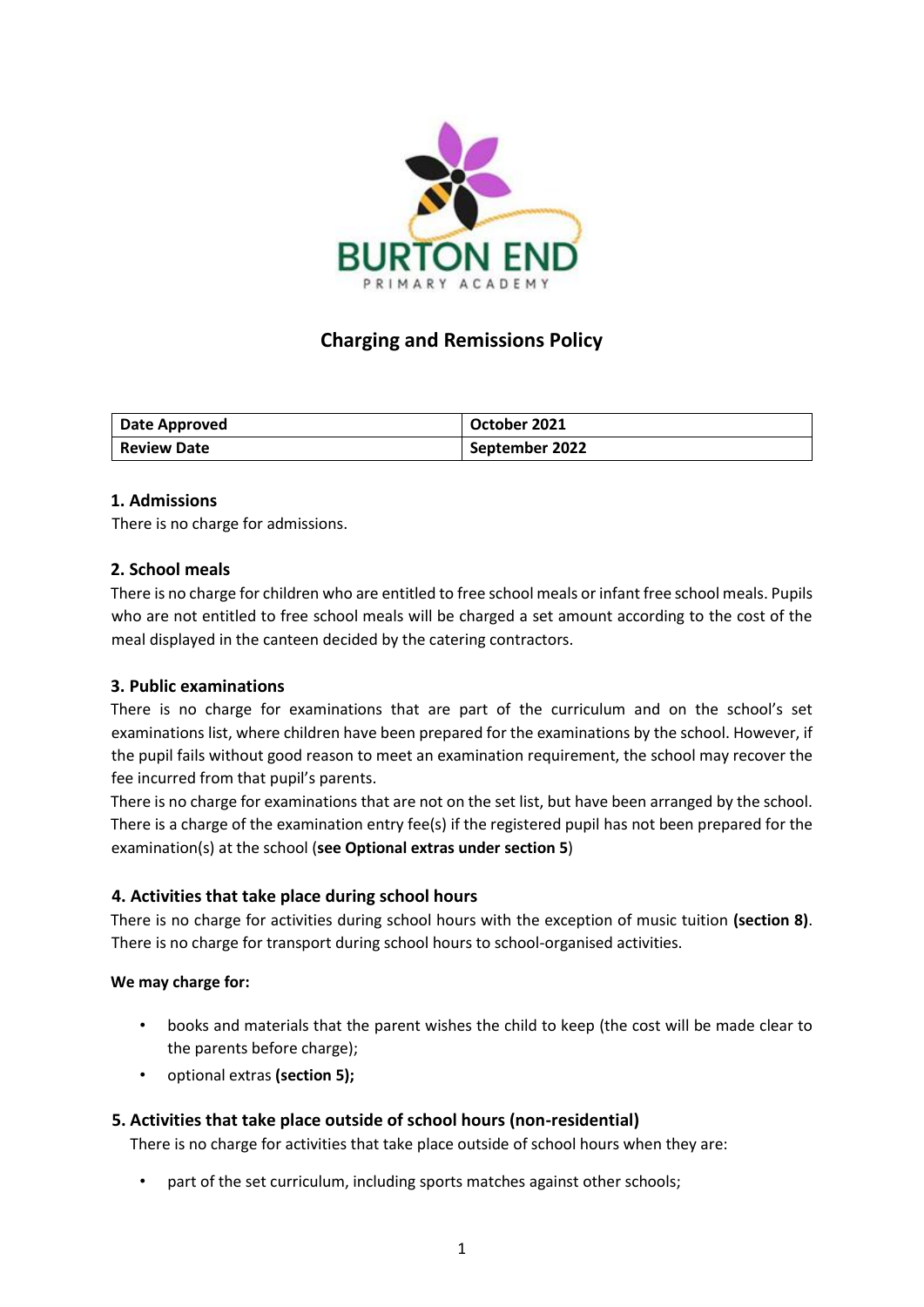# Charging and Remissions Policy

| Date Approved | October 2021 |
| --- | --- |
| Review Date | September 2022 |

## 1. Admissions

There is no charge for admissions.

## 2. School meals

There is no charge for children who are entitled to free school meals or infant free school meals. Pupils who are not entitled to free school meals will be charged a set amount according to the cost of the meal displayed in the canteen decided by the catering contractors.

## 3. Public examinations

There is no charge for examinations that are part of the curriculum and on the school's set examinations list, where children have been prepared for the examinations by the school. However, if the pupil fails without good reason to meet an examination requirement, the school may recover the fee incurred from that pupil's parents.

There is no charge for examinations that are not on the set list, but have been arranged by the school. There is a charge of the examination entry fee(s) if the registered pupil has not been prepared for the examination(s) at the school (**see Optional extras under section 5**)

## 4. Activities that take place during school hours

There is no charge for activities during school hours with the exception of music tuition **(section 8)**. There is no charge for transport during school hours to school-organised activities.

**We may charge for:**

- books and materials that the parent wishes the child to keep (the cost will be made clear to the parents before charge);
- optional extras **(section 5);**

## 5. Activities that take place outside of school hours (non-residential)

There is no charge for activities that take place outside of school hours when they are:

- part of the set curriculum, including sports matches against other schools;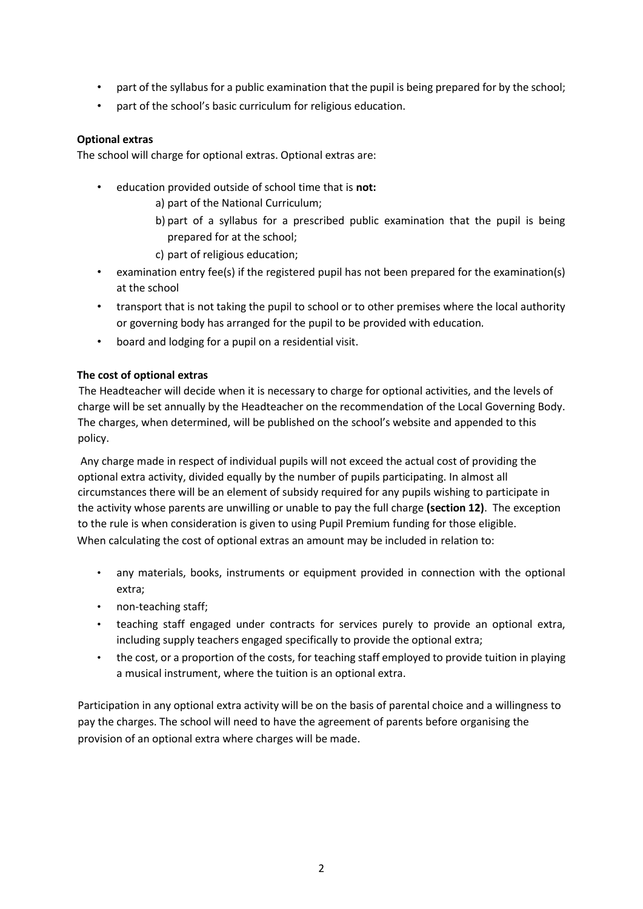- part of the syllabus for a public examination that the pupil is being prepared for by the school;
- part of the school's basic curriculum for religious education.

**Optional extras**

The school will charge for optional extras. Optional extras are:

- education provided outside of school time that is **not:**
  - a) part of the National Curriculum;
  - b) part of a syllabus for a prescribed public examination that the pupil is being prepared for at the school;
  - c) part of religious education;
- examination entry fee(s) if the registered pupil has not been prepared for the examination(s) at the school
- transport that is not taking the pupil to school or to other premises where the local authority or governing body has arranged for the pupil to be provided with education.
- board and lodging for a pupil on a residential visit.

**The cost of optional extras**

The Headteacher will decide when it is necessary to charge for optional activities, and the levels of charge will be set annually by the Headteacher on the recommendation of the Local Governing Body. The charges, when determined, will be published on the school's website and appended to this policy.

Any charge made in respect of individual pupils will not exceed the actual cost of providing the optional extra activity, divided equally by the number of pupils participating. In almost all circumstances there will be an element of subsidy required for any pupils wishing to participate in the activity whose parents are unwilling or unable to pay the full charge **(section 12)**. The exception to the rule is when consideration is given to using Pupil Premium funding for those eligible.

When calculating the cost of optional extras an amount may be included in relation to:

- any materials, books, instruments or equipment provided in connection with the optional extra;
- non-teaching staff;
- teaching staff engaged under contracts for services purely to provide an optional extra, including supply teachers engaged specifically to provide the optional extra;
- the cost, or a proportion of the costs, for teaching staff employed to provide tuition in playing a musical instrument, where the tuition is an optional extra.

Participation in any optional extra activity will be on the basis of parental choice and a willingness to pay the charges. The school will need to have the agreement of parents before organising the provision of an optional extra where charges will be made.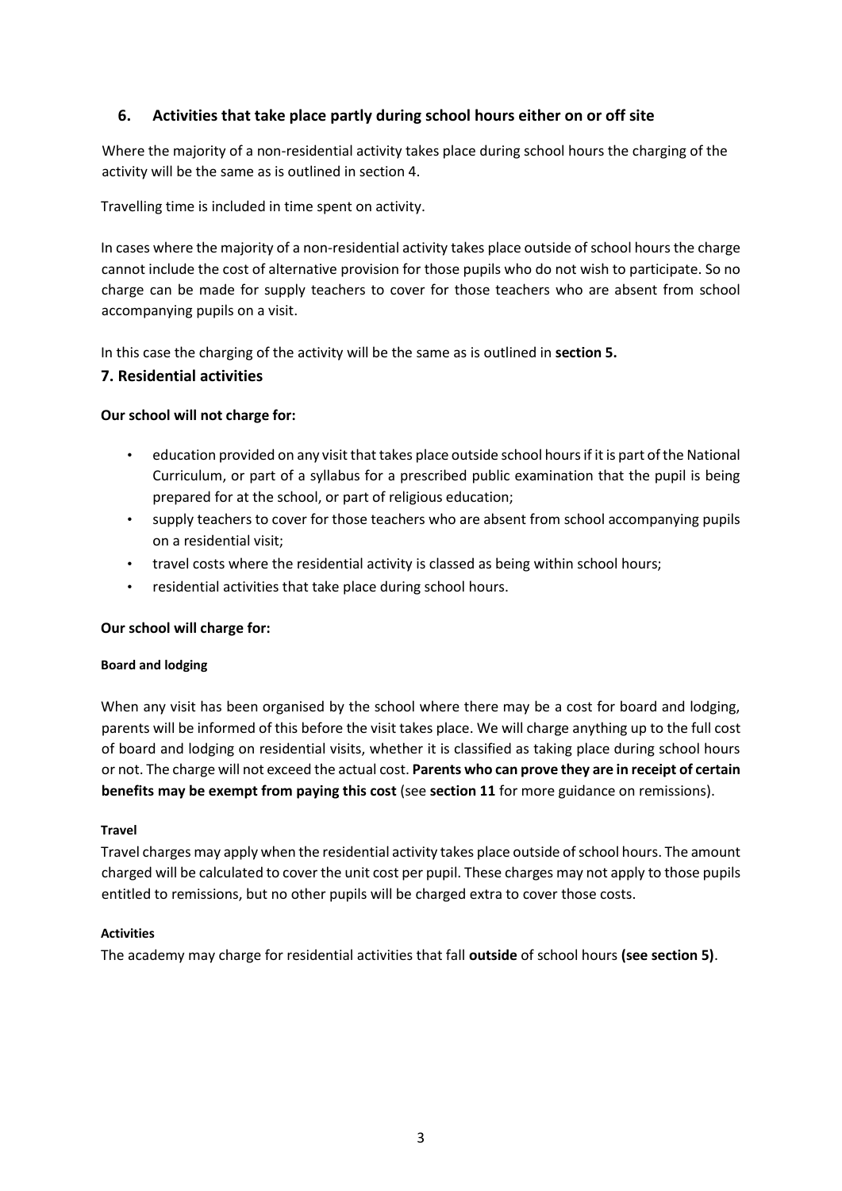## 6. Activities that take place partly during school hours either on or off site

Where the majority of a non-residential activity takes place during school hours the charging of the activity will be the same as is outlined in section 4.

Travelling time is included in time spent on activity.

In cases where the majority of a non-residential activity takes place outside of school hours the charge cannot include the cost of alternative provision for those pupils who do not wish to participate. So no charge can be made for supply teachers to cover for those teachers who are absent from school accompanying pupils on a visit.

In this case the charging of the activity will be the same as is outlined in **section 5.**

## 7. Residential activities

**Our school will not charge for:**

- education provided on any visit that takes place outside school hours if it is part of the National Curriculum, or part of a syllabus for a prescribed public examination that the pupil is being prepared for at the school, or part of religious education;
- supply teachers to cover for those teachers who are absent from school accompanying pupils on a residential visit;
- travel costs where the residential activity is classed as being within school hours;
- residential activities that take place during school hours.

**Our school will charge for:**

#### Board and lodging

When any visit has been organised by the school where there may be a cost for board and lodging, parents will be informed of this before the visit takes place. We will charge anything up to the full cost of board and lodging on residential visits, whether it is classified as taking place during school hours or not. The charge will not exceed the actual cost. **Parents who can prove they are in receipt of certain benefits may be exempt from paying this cost** (see **section 11** for more guidance on remissions).

#### Travel

Travel charges may apply when the residential activity takes place outside of school hours. The amount charged will be calculated to cover the unit cost per pupil. These charges may not apply to those pupils entitled to remissions, but no other pupils will be charged extra to cover those costs.

#### Activities

The academy may charge for residential activities that fall **outside** of school hours **(see section 5)**.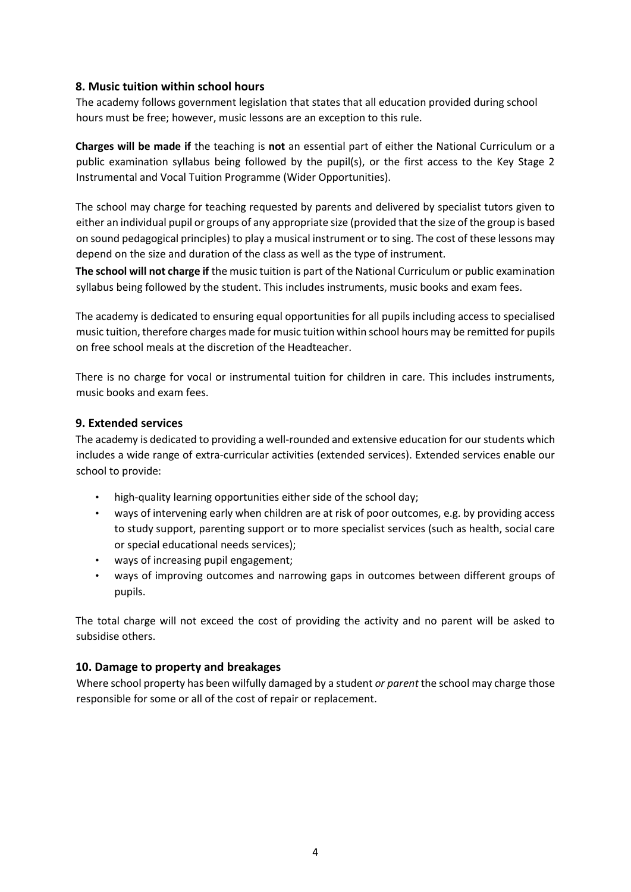## 8. Music tuition within school hours

The academy follows government legislation that states that all education provided during school hours must be free; however, music lessons are an exception to this rule.

**Charges will be made if** the teaching is **not** an essential part of either the National Curriculum or a public examination syllabus being followed by the pupil(s), or the first access to the Key Stage 2 Instrumental and Vocal Tuition Programme (Wider Opportunities).

The school may charge for teaching requested by parents and delivered by specialist tutors given to either an individual pupil or groups of any appropriate size (provided that the size of the group is based on sound pedagogical principles) to play a musical instrument or to sing. The cost of these lessons may depend on the size and duration of the class as well as the type of instrument.

**The school will not charge if** the music tuition is part of the National Curriculum or public examination syllabus being followed by the student. This includes instruments, music books and exam fees.

The academy is dedicated to ensuring equal opportunities for all pupils including access to specialised music tuition, therefore charges made for music tuition within school hours may be remitted for pupils on free school meals at the discretion of the Headteacher.

There is no charge for vocal or instrumental tuition for children in care. This includes instruments, music books and exam fees.

## 9. Extended services

The academy is dedicated to providing a well-rounded and extensive education for our students which includes a wide range of extra-curricular activities (extended services). Extended services enable our school to provide:

- high-quality learning opportunities either side of the school day;
- ways of intervening early when children are at risk of poor outcomes, e.g. by providing access to study support, parenting support or to more specialist services (such as health, social care or special educational needs services);
- ways of increasing pupil engagement;
- ways of improving outcomes and narrowing gaps in outcomes between different groups of pupils.

The total charge will not exceed the cost of providing the activity and no parent will be asked to subsidise others.

## 10. Damage to property and breakages

Where school property has been wilfully damaged by a student *or parent* the school may charge those responsible for some or all of the cost of repair or replacement.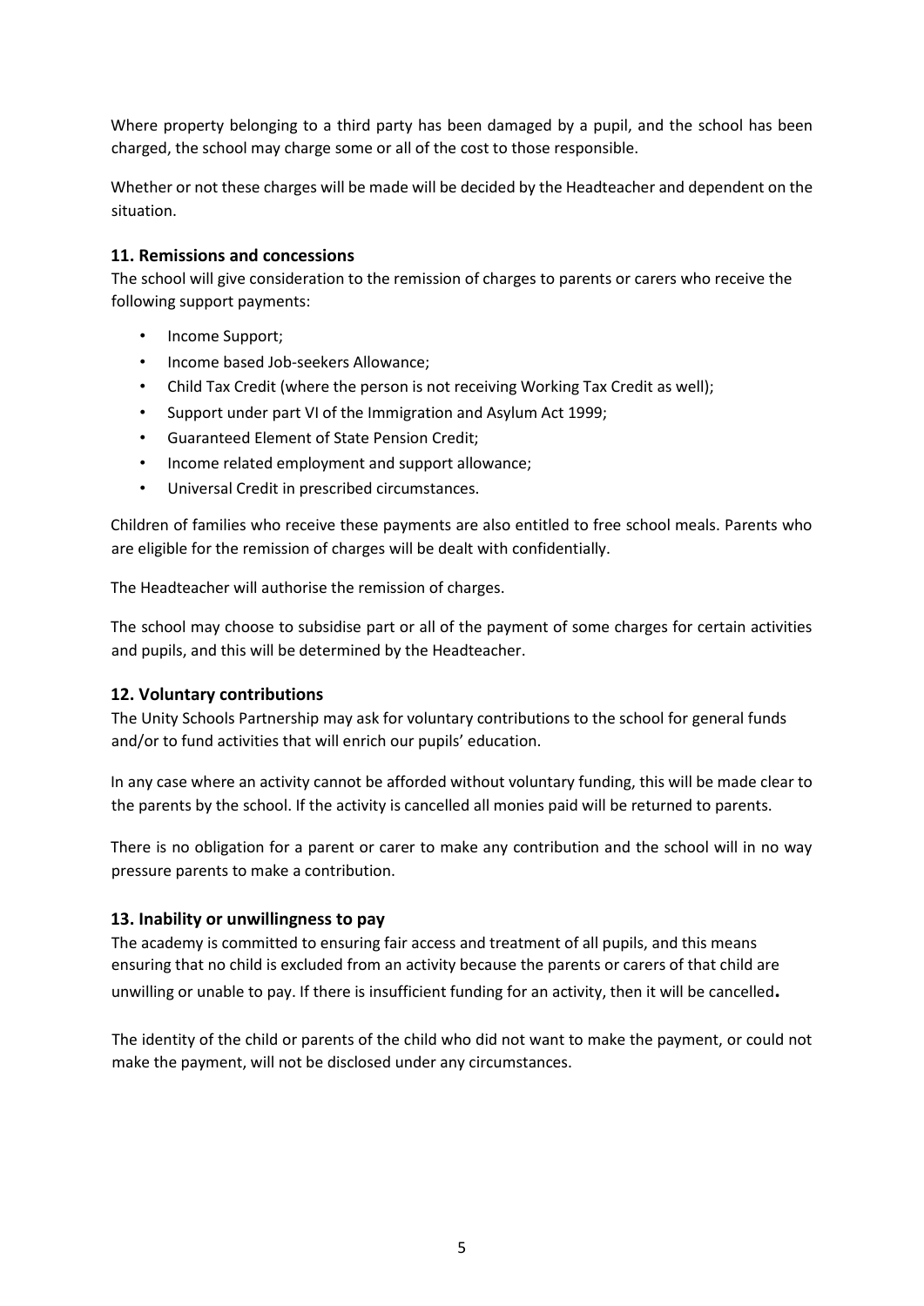Where property belonging to a third party has been damaged by a pupil, and the school has been charged, the school may charge some or all of the cost to those responsible.

Whether or not these charges will be made will be decided by the Headteacher and dependent on the situation.

## 11. Remissions and concessions

The school will give consideration to the remission of charges to parents or carers who receive the following support payments:

- Income Support;
- Income based Job-seekers Allowance;
- Child Tax Credit (where the person is not receiving Working Tax Credit as well);
- Support under part VI of the Immigration and Asylum Act 1999;
- Guaranteed Element of State Pension Credit;
- Income related employment and support allowance;
- Universal Credit in prescribed circumstances.

Children of families who receive these payments are also entitled to free school meals. Parents who are eligible for the remission of charges will be dealt with confidentially.

The Headteacher will authorise the remission of charges.

The school may choose to subsidise part or all of the payment of some charges for certain activities and pupils, and this will be determined by the Headteacher.

## 12. Voluntary contributions

The Unity Schools Partnership may ask for voluntary contributions to the school for general funds and/or to fund activities that will enrich our pupils' education.

In any case where an activity cannot be afforded without voluntary funding, this will be made clear to the parents by the school. If the activity is cancelled all monies paid will be returned to parents.

There is no obligation for a parent or carer to make any contribution and the school will in no way pressure parents to make a contribution.

## 13. Inability or unwillingness to pay

The academy is committed to ensuring fair access and treatment of all pupils, and this means ensuring that no child is excluded from an activity because the parents or carers of that child are unwilling or unable to pay. If there is insufficient funding for an activity, then it will be cancelled**.**

The identity of the child or parents of the child who did not want to make the payment, or could not make the payment, will not be disclosed under any circumstances.